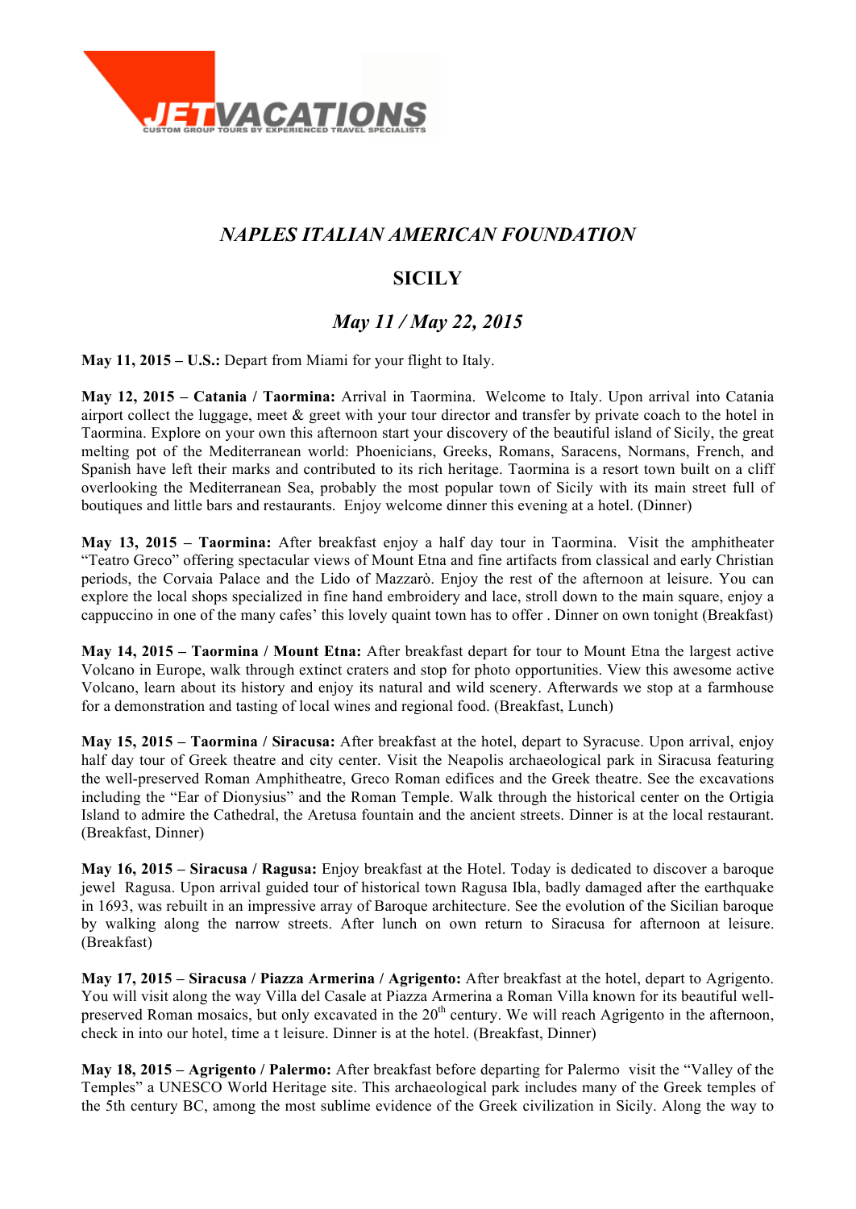JETVACATIONS

CUSTOM GROUP TOURS BY EXPERIENCED TRAVEL SPECIALISTS

# *NAPLES ITALIAN AMERICAN FOUNDATION*

## SICILY

## *May 11 / May 22, 2015*

**May 11, 2015 – U.S.:** Depart from Miami for your flight to Italy.

**May 12, 2015 – Catania / Taormina:** Arrival in Taormina. Welcome to Italy. Upon arrival into Catania airport collect the luggage, meet & greet with your tour director and transfer by private coach to the hotel in Taormina. Explore on your own this afternoon start your discovery of the beautiful island of Sicily, the great melting pot of the Mediterranean world: Phoenicians, Greeks, Romans, Saracens, Normans, French, and Spanish have left their marks and contributed to its rich heritage. Taormina is a resort town built on a cliff overlooking the Mediterranean Sea, probably the most popular town of Sicily with its main street full of boutiques and little bars and restaurants. Enjoy welcome dinner this evening at a hotel. (Dinner)

**May 13, 2015 – Taormina:** After breakfast enjoy a half day tour in Taormina. Visit the amphitheater "Teatro Greco" offering spectacular views of Mount Etna and fine artifacts from classical and early Christian periods, the Corvaia Palace and the Lido of Mazzarò. Enjoy the rest of the afternoon at leisure. You can explore the local shops specialized in fine hand embroidery and lace, stroll down to the main square, enjoy a cappuccino in one of the many cafes' this lovely quaint town has to offer . Dinner on own tonight (Breakfast)

**May 14, 2015 – Taormina / Mount Etna:** After breakfast depart for tour to Mount Etna the largest active Volcano in Europe, walk through extinct craters and stop for photo opportunities. View this awesome active Volcano, learn about its history and enjoy its natural and wild scenery. Afterwards we stop at a farmhouse for a demonstration and tasting of local wines and regional food. (Breakfast, Lunch)

**May 15, 2015 – Taormina / Siracusa:** After breakfast at the hotel, depart to Syracuse. Upon arrival, enjoy half day tour of Greek theatre and city center. Visit the Neapolis archaeological park in Siracusa featuring the well-preserved Roman Amphitheatre, Greco Roman edifices and the Greek theatre. See the excavations including the "Ear of Dionysius" and the Roman Temple. Walk through the historical center on the Ortigia Island to admire the Cathedral, the Aretusa fountain and the ancient streets. Dinner is at the local restaurant. (Breakfast, Dinner)

**May 16, 2015 – Siracusa / Ragusa:** Enjoy breakfast at the Hotel. Today is dedicated to discover a baroque jewel Ragusa. Upon arrival guided tour of historical town Ragusa Ibla, badly damaged after the earthquake in 1693, was rebuilt in an impressive array of Baroque architecture. See the evolution of the Sicilian baroque by walking along the narrow streets. After lunch on own return to Siracusa for afternoon at leisure. (Breakfast)

**May 17, 2015 – Siracusa / Piazza Armerina / Agrigento:** After breakfast at the hotel, depart to Agrigento. You will visit along the way Villa del Casale at Piazza Armerina a Roman Villa known for its beautiful well-preserved Roman mosaics, but only excavated in the 20th century. We will reach Agrigento in the afternoon, check in into our hotel, time a t leisure. Dinner is at the hotel. (Breakfast, Dinner)

**May 18, 2015 – Agrigento / Palermo:** After breakfast before departing for Palermo visit the "Valley of the Temples" a UNESCO World Heritage site. This archaeological park includes many of the Greek temples of the 5th century BC, among the most sublime evidence of the Greek civilization in Sicily. Along the way to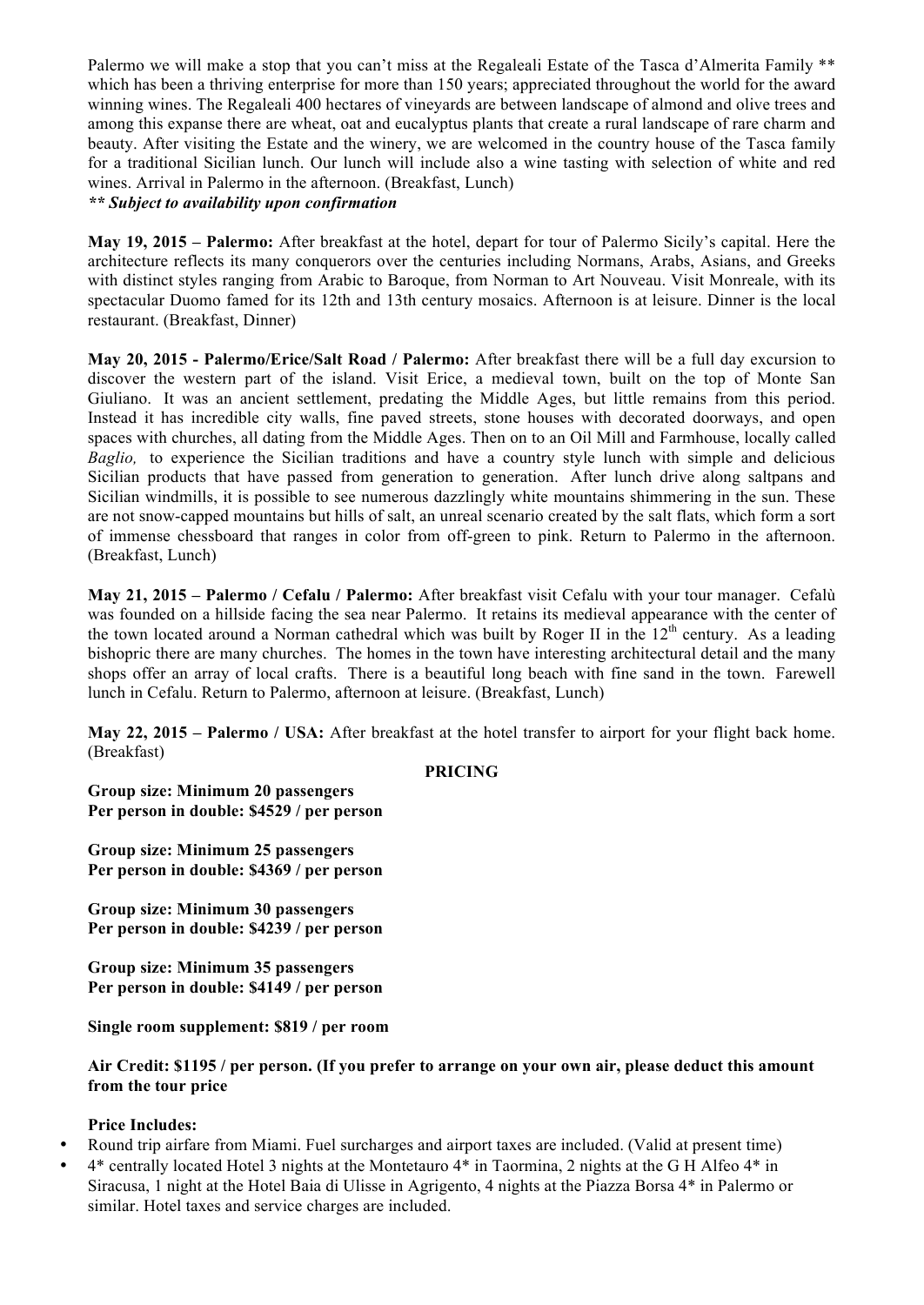Palermo we will make a stop that you can't miss at the Regaleali Estate of the Tasca d'Almerita Family ** which has been a thriving enterprise for more than 150 years; appreciated throughout the world for the award winning wines. The Regaleali 400 hectares of vineyards are between landscape of almond and olive trees and among this expanse there are wheat, oat and eucalyptus plants that create a rural landscape of rare charm and beauty. After visiting the Estate and the winery, we are welcomed in the country house of the Tasca family for a traditional Sicilian lunch. Our lunch will include also a wine tasting with selection of white and red wines. Arrival in Palermo in the afternoon. (Breakfast, Lunch)

***\*\* Subject to availability upon confirmation***

**May 19, 2015 – Palermo:** After breakfast at the hotel, depart for tour of Palermo Sicily's capital. Here the architecture reflects its many conquerors over the centuries including Normans, Arabs, Asians, and Greeks with distinct styles ranging from Arabic to Baroque, from Norman to Art Nouveau. Visit Monreale, with its spectacular Duomo famed for its 12th and 13th century mosaics. Afternoon is at leisure. Dinner is the local restaurant. (Breakfast, Dinner)

**May 20, 2015 - Palermo/Erice/Salt Road / Palermo:** After breakfast there will be a full day excursion to discover the western part of the island. Visit Erice, a medieval town, built on the top of Monte San Giuliano. It was an ancient settlement, predating the Middle Ages, but little remains from this period. Instead it has incredible city walls, fine paved streets, stone houses with decorated doorways, and open spaces with churches, all dating from the Middle Ages. Then on to an Oil Mill and Farmhouse, locally called *Baglio,* to experience the Sicilian traditions and have a country style lunch with simple and delicious Sicilian products that have passed from generation to generation. After lunch drive along saltpans and Sicilian windmills, it is possible to see numerous dazzlingly white mountains shimmering in the sun. These are not snow-capped mountains but hills of salt, an unreal scenario created by the salt flats, which form a sort of immense chessboard that ranges in color from off-green to pink. Return to Palermo in the afternoon. (Breakfast, Lunch)

**May 21, 2015 – Palermo / Cefalu / Palermo:** After breakfast visit Cefalu with your tour manager. Cefalù was founded on a hillside facing the sea near Palermo. It retains its medieval appearance with the center of the town located around a Norman cathedral which was built by Roger II in the 12th century. As a leading bishopric there are many churches. The homes in the town have interesting architectural detail and the many shops offer an array of local crafts. There is a beautiful long beach with fine sand in the town. Farewell lunch in Cefalu. Return to Palermo, afternoon at leisure. (Breakfast, Lunch)

**May 22, 2015 – Palermo / USA:** After breakfast at the hotel transfer to airport for your flight back home. (Breakfast)

## PRICING

**Group size: Minimum 20 passengers**
**Per person in double: $4529 / per person**

**Group size: Minimum 25 passengers**
**Per person in double: $4369 / per person**

**Group size: Minimum 30 passengers**
**Per person in double: $4239 / per person**

**Group size: Minimum 35 passengers**
**Per person in double: $4149 / per person**

**Single room supplement: $819 / per room**

**Air Credit: $1195 / per person. (If you prefer to arrange on your own air, please deduct this amount from the tour price**

**Price Includes:**

- Round trip airfare from Miami. Fuel surcharges and airport taxes are included. (Valid at present time)
- 4* centrally located Hotel 3 nights at the Montetauro 4* in Taormina, 2 nights at the G H Alfeo 4* in Siracusa, 1 night at the Hotel Baia di Ulisse in Agrigento, 4 nights at the Piazza Borsa 4* in Palermo or similar. Hotel taxes and service charges are included.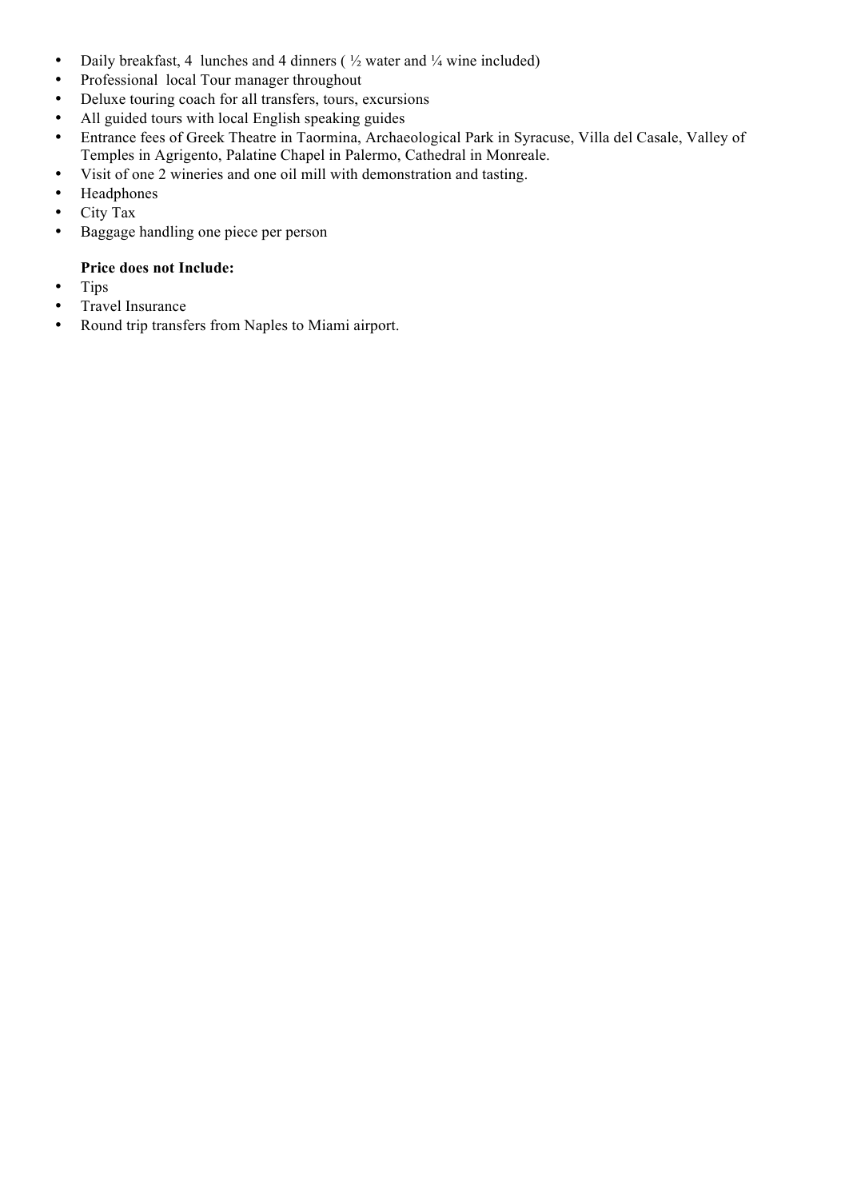- Daily breakfast, 4 lunches and 4 dinners ( ½ water and ¼ wine included)
- Professional local Tour manager throughout
- Deluxe touring coach for all transfers, tours, excursions
- All guided tours with local English speaking guides
- Entrance fees of Greek Theatre in Taormina, Archaeological Park in Syracuse, Villa del Casale, Valley of Temples in Agrigento, Palatine Chapel in Palermo, Cathedral in Monreale.
- Visit of one 2 wineries and one oil mill with demonstration and tasting.
- Headphones
- City Tax
- Baggage handling one piece per person

**Price does not Include:**

- Tips
- Travel Insurance
- Round trip transfers from Naples to Miami airport.